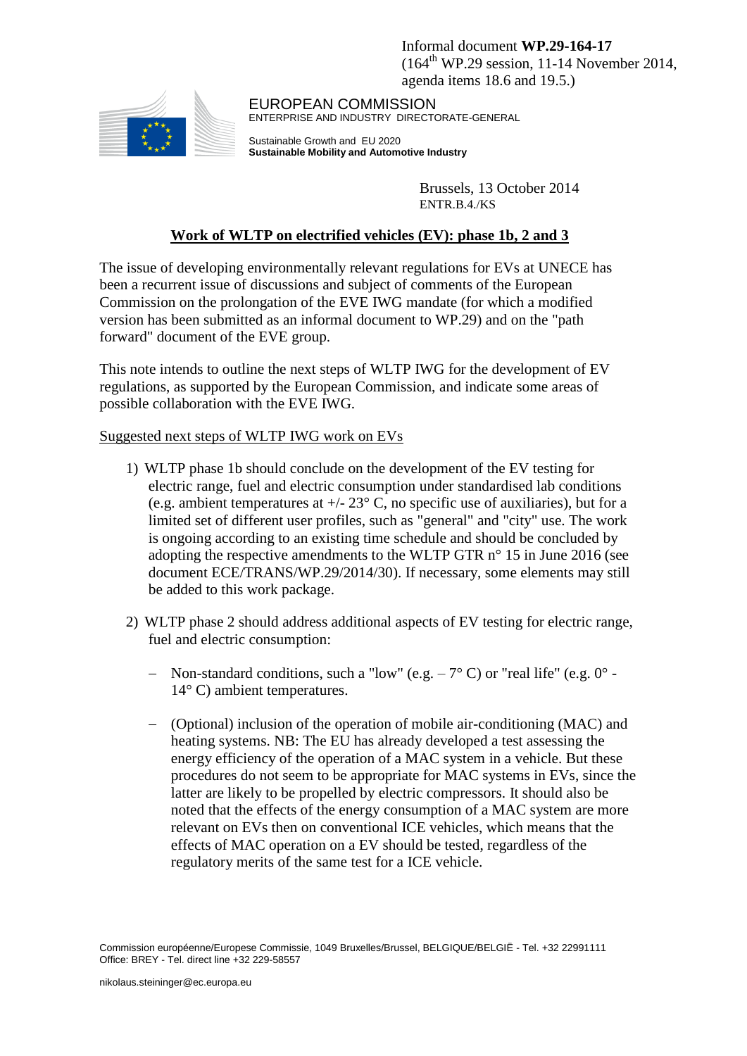Informal document **WP.29-164-17**
(164th WP.29 session, 11-14 November 2014, agenda items 18.6 and 19.5.)

EUROPEAN COMMISSION
ENTERPRISE AND INDUSTRY DIRECTORATE-GENERAL

Sustainable Growth and EU 2020
**Sustainable Mobility and Automotive Industry**

Brussels, 13 October 2014
ENTR.B.4./KS

# Work of WLTP on electrified vehicles (EV): phase 1b, 2 and 3

The issue of developing environmentally relevant regulations for EVs at UNECE has been a recurrent issue of discussions and subject of comments of the European Commission on the prolongation of the EVE IWG mandate (for which a modified version has been submitted as an informal document to WP.29) and on the "path forward" document of the EVE group.

This note intends to outline the next steps of WLTP IWG for the development of EV regulations, as supported by the European Commission, and indicate some areas of possible collaboration with the EVE IWG.

## Suggested next steps of WLTP IWG work on EVs

1) WLTP phase 1b should conclude on the development of the EV testing for electric range, fuel and electric consumption under standardised lab conditions (e.g. ambient temperatures at +/- 23° C, no specific use of auxiliaries), but for a limited set of different user profiles, such as "general" and "city" use. The work is ongoing according to an existing time schedule and should be concluded by adopting the respective amendments to the WLTP GTR n° 15 in June 2016 (see document ECE/TRANS/WP.29/2014/30). If necessary, some elements may still be added to this work package.

2) WLTP phase 2 should address additional aspects of EV testing for electric range, fuel and electric consumption:

   - Non-standard conditions, such a "low" (e.g. – 7° C) or "real life" (e.g. 0° - 14° C) ambient temperatures.

   - (Optional) inclusion of the operation of mobile air-conditioning (MAC) and heating systems. NB: The EU has already developed a test assessing the energy efficiency of the operation of a MAC system in a vehicle. But these procedures do not seem to be appropriate for MAC systems in EVs, since the latter are likely to be propelled by electric compressors. It should also be noted that the effects of the energy consumption of a MAC system are more relevant on EVs then on conventional ICE vehicles, which means that the effects of MAC operation on a EV should be tested, regardless of the regulatory merits of the same test for a ICE vehicle.

Commission européenne/Europese Commissie, 1049 Bruxelles/Brussel, BELGIQUE/BELGIË - Tel. +32 22991111
Office: BREY - Tel. direct line +32 229-58557

nikolaus.steininger@ec.europa.eu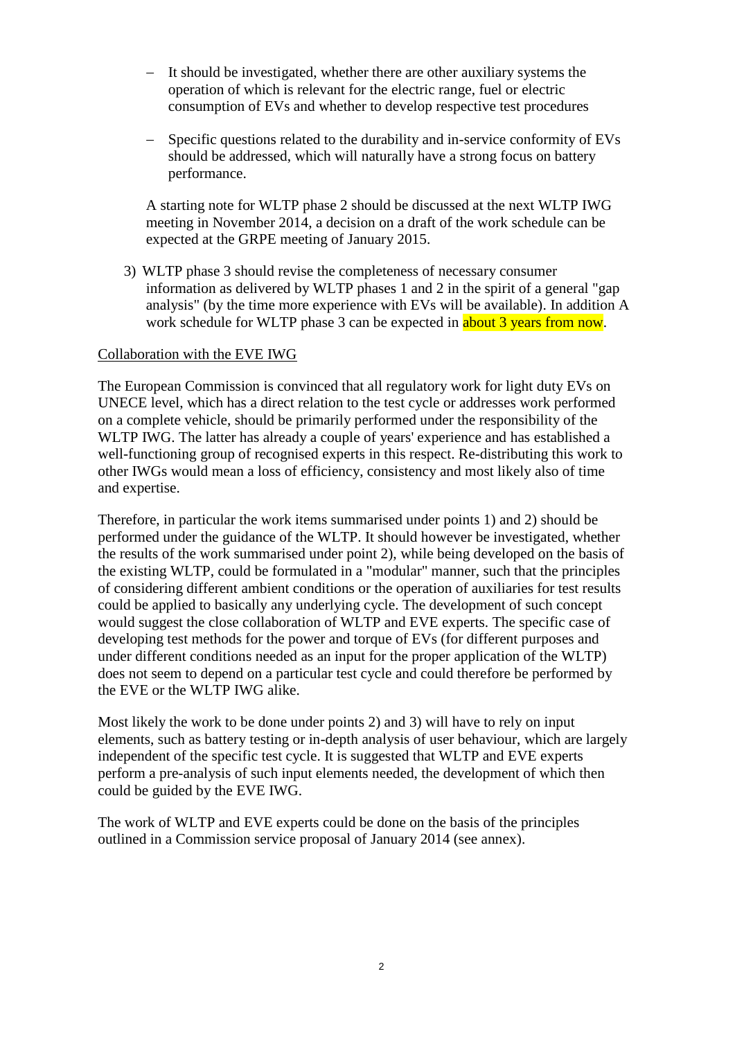- It should be investigated, whether there are other auxiliary systems the operation of which is relevant for the electric range, fuel or electric consumption of EVs and whether to develop respective test procedures

- Specific questions related to the durability and in-service conformity of EVs should be addressed, which will naturally have a strong focus on battery performance.

A starting note for WLTP phase 2 should be discussed at the next WLTP IWG meeting in November 2014, a decision on a draft of the work schedule can be expected at the GRPE meeting of January 2015.

3) WLTP phase 3 should revise the completeness of necessary consumer information as delivered by WLTP phases 1 and 2 in the spirit of a general "gap analysis" (by the time more experience with EVs will be available). In addition A work schedule for WLTP phase 3 can be expected in about 3 years from now.

Collaboration with the EVE IWG

The European Commission is convinced that all regulatory work for light duty EVs on UNECE level, which has a direct relation to the test cycle or addresses work performed on a complete vehicle, should be primarily performed under the responsibility of the WLTP IWG. The latter has already a couple of years' experience and has established a well-functioning group of recognised experts in this respect. Re-distributing this work to other IWGs would mean a loss of efficiency, consistency and most likely also of time and expertise.

Therefore, in particular the work items summarised under points 1) and 2) should be performed under the guidance of the WLTP. It should however be investigated, whether the results of the work summarised under point 2), while being developed on the basis of the existing WLTP, could be formulated in a "modular" manner, such that the principles of considering different ambient conditions or the operation of auxiliaries for test results could be applied to basically any underlying cycle. The development of such concept would suggest the close collaboration of WLTP and EVE experts. The specific case of developing test methods for the power and torque of EVs (for different purposes and under different conditions needed as an input for the proper application of the WLTP) does not seem to depend on a particular test cycle and could therefore be performed by the EVE or the WLTP IWG alike.

Most likely the work to be done under points 2) and 3) will have to rely on input elements, such as battery testing or in-depth analysis of user behaviour, which are largely independent of the specific test cycle. It is suggested that WLTP and EVE experts perform a pre-analysis of such input elements needed, the development of which then could be guided by the EVE IWG.

The work of WLTP and EVE experts could be done on the basis of the principles outlined in a Commission service proposal of January 2014 (see annex).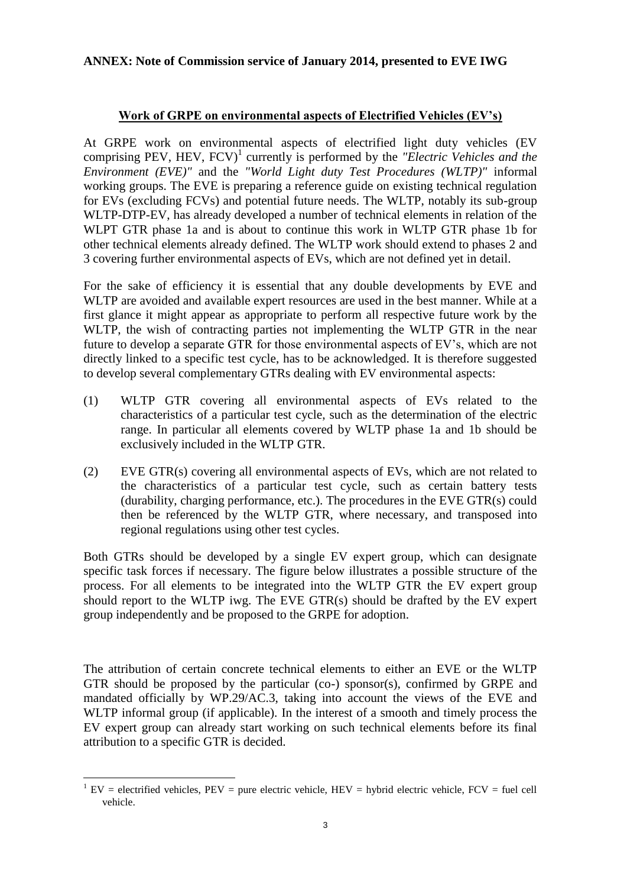**ANNEX: Note of Commission service of January 2014, presented to EVE IWG**

**Work of GRPE on environmental aspects of Electrified Vehicles (EV's)**

At GRPE work on environmental aspects of electrified light duty vehicles (EV comprising PEV, HEV, FCV)[1] currently is performed by the *"Electric Vehicles and the Environment (EVE)"* and the *"World Light duty Test Procedures (WLTP)"* informal working groups. The EVE is preparing a reference guide on existing technical regulation for EVs (excluding FCVs) and potential future needs. The WLTP, notably its sub-group WLTP-DTP-EV, has already developed a number of technical elements in relation of the WLPT GTR phase 1a and is about to continue this work in WLTP GTR phase 1b for other technical elements already defined. The WLTP work should extend to phases 2 and 3 covering further environmental aspects of EVs, which are not defined yet in detail.

For the sake of efficiency it is essential that any double developments by EVE and WLTP are avoided and available expert resources are used in the best manner. While at a first glance it might appear as appropriate to perform all respective future work by the WLTP, the wish of contracting parties not implementing the WLTP GTR in the near future to develop a separate GTR for those environmental aspects of EV's, which are not directly linked to a specific test cycle, has to be acknowledged. It is therefore suggested to develop several complementary GTRs dealing with EV environmental aspects:

(1) WLTP GTR covering all environmental aspects of EVs related to the characteristics of a particular test cycle, such as the determination of the electric range. In particular all elements covered by WLTP phase 1a and 1b should be exclusively included in the WLTP GTR.

(2) EVE GTR(s) covering all environmental aspects of EVs, which are not related to the characteristics of a particular test cycle, such as certain battery tests (durability, charging performance, etc.). The procedures in the EVE GTR(s) could then be referenced by the WLTP GTR, where necessary, and transposed into regional regulations using other test cycles.

Both GTRs should be developed by a single EV expert group, which can designate specific task forces if necessary. The figure below illustrates a possible structure of the process. For all elements to be integrated into the WLTP GTR the EV expert group should report to the WLTP iwg. The EVE GTR(s) should be drafted by the EV expert group independently and be proposed to the GRPE for adoption.

The attribution of certain concrete technical elements to either an EVE or the WLTP GTR should be proposed by the particular (co-) sponsor(s), confirmed by GRPE and mandated officially by WP.29/AC.3, taking into account the views of the EVE and WLTP informal group (if applicable). In the interest of a smooth and timely process the EV expert group can already start working on such technical elements before its final attribution to a specific GTR is decided.

---

[1] EV = electrified vehicles, PEV = pure electric vehicle, HEV = hybrid electric vehicle, FCV = fuel cell vehicle.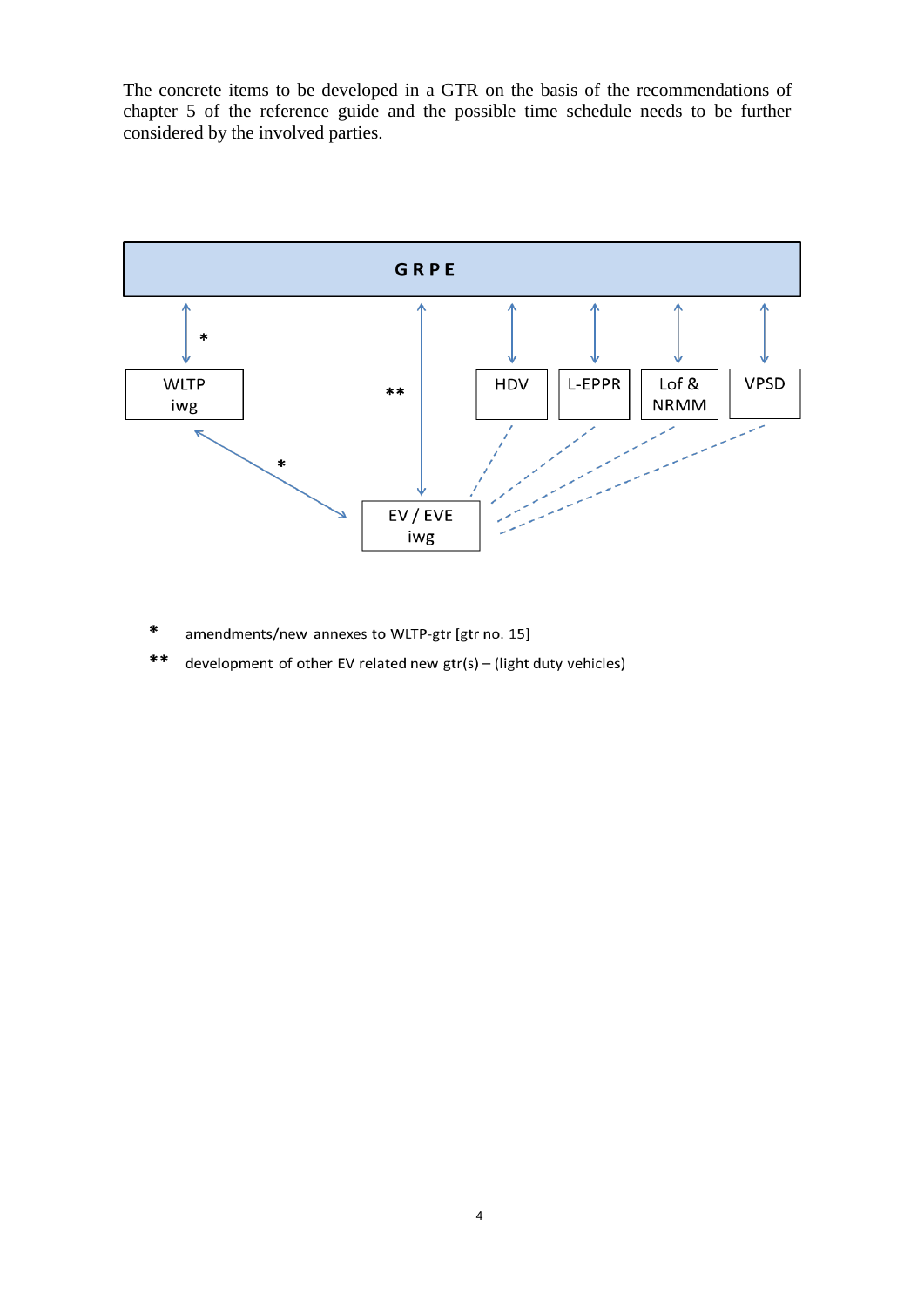The concrete items to be developed in a GTR on the basis of the recommendations of chapter 5 of the reference guide and the possible time schedule needs to be further considered by the involved parties.

GRPE

WLTP iwg

HDV

L-EPPR

Lof & NRMM

VPSD

EV / EVE iwg

*

**

*

* amendments/new annexes to WLTP-gtr [gtr no. 15]

** development of other EV related new gtr(s) – (light duty vehicles)